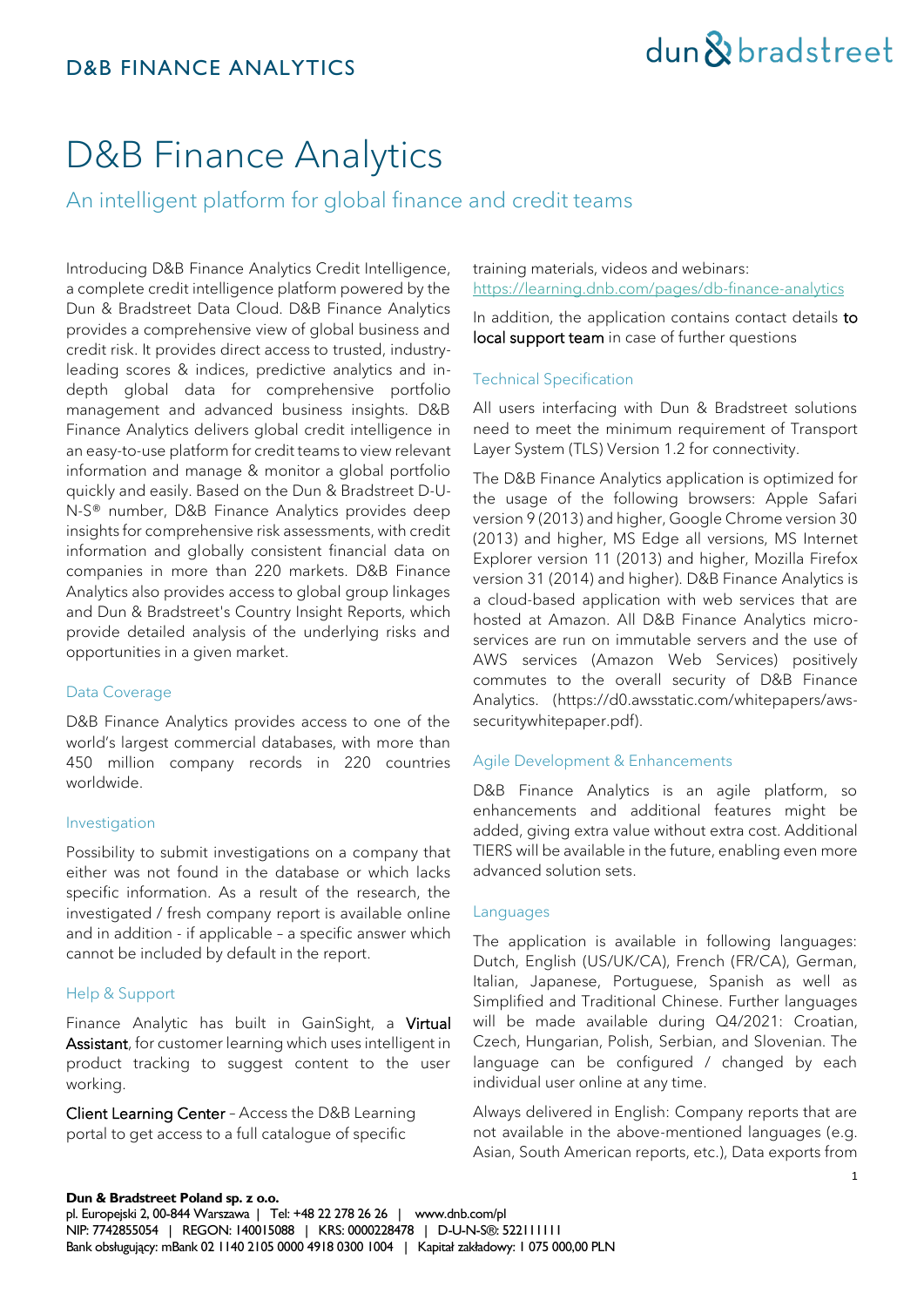# D&B Finance Analytics

## An intelligent platform for global finance and credit teams

Introducing D&B Finance Analytics Credit Intelligence, a complete credit intelligence platform powered by the Dun & Bradstreet Data Cloud. D&B Finance Analytics provides a comprehensive view of global business and credit risk. It provides direct access to trusted, industry-leading scores & indices, predictive analytics and in-depth global data for comprehensive portfolio management and advanced business insights. D&B Finance Analytics delivers global credit intelligence in an easy-to-use platform for credit teams to view relevant information and manage & monitor a global portfolio quickly and easily. Based on the Dun & Bradstreet D-U-N-S® number, D&B Finance Analytics provides deep insights for comprehensive risk assessments, with credit information and globally consistent financial data on companies in more than 220 markets. D&B Finance Analytics also provides access to global group linkages and Dun & Bradstreet's Country Insight Reports, which provide detailed analysis of the underlying risks and opportunities in a given market.

### Data Coverage

D&B Finance Analytics provides access to one of the world's largest commercial databases, with more than 450 million company records in 220 countries worldwide.

### Investigation

Possibility to submit investigations on a company that either was not found in the database or which lacks specific information. As a result of the research, the investigated / fresh company report is available online and in addition - if applicable – a specific answer which cannot be included by default in the report.

### Help & Support

Finance Analytic has built in GainSight, a Virtual Assistant, for customer learning which uses intelligent in product tracking to suggest content to the user working.

Client Learning Center – Access the D&B Learning portal to get access to a full catalogue of specific training materials, videos and webinars: https://learning.dnb.com/pages/db-finance-analytics

In addition, the application contains contact details to local support team in case of further questions

### Technical Specification

All users interfacing with Dun & Bradstreet solutions need to meet the minimum requirement of Transport Layer System (TLS) Version 1.2 for connectivity.

The D&B Finance Analytics application is optimized for the usage of the following browsers: Apple Safari version 9 (2013) and higher, Google Chrome version 30 (2013) and higher, MS Edge all versions, MS Internet Explorer version 11 (2013) and higher, Mozilla Firefox version 31 (2014) and higher). D&B Finance Analytics is a cloud-based application with web services that are hosted at Amazon. All D&B Finance Analytics micro-services are run on immutable servers and the use of AWS services (Amazon Web Services) positively commutes to the overall security of D&B Finance Analytics. (https://d0.awsstatic.com/whitepapers/aws-securitywhitepaper.pdf).

### Agile Development & Enhancements

D&B Finance Analytics is an agile platform, so enhancements and additional features might be added, giving extra value without extra cost. Additional TIERS will be available in the future, enabling even more advanced solution sets.

### Languages

The application is available in following languages: Dutch, English (US/UK/CA), French (FR/CA), German, Italian, Japanese, Portuguese, Spanish as well as Simplified and Traditional Chinese. Further languages will be made available during Q4/2021: Croatian, Czech, Hungarian, Polish, Serbian, and Slovenian. The language can be configured / changed by each individual user online at any time.

Always delivered in English: Company reports that are not available in the above-mentioned languages (e.g. Asian, South American reports, etc.), Data exports from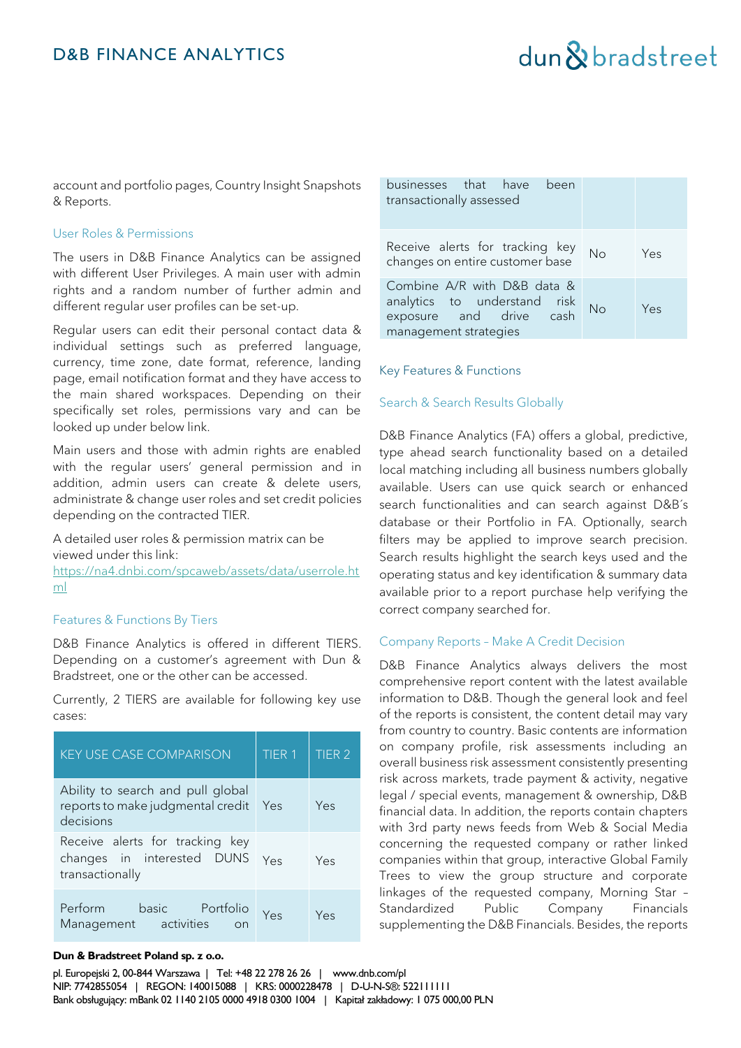account and portfolio pages, Country Insight Snapshots & Reports.

### User Roles & Permissions

The users in D&B Finance Analytics can be assigned with different User Privileges. A main user with admin rights and a random number of further admin and different regular user profiles can be set-up.

Regular users can edit their personal contact data & individual settings such as preferred language, currency, time zone, date format, reference, landing page, email notification format and they have access to the main shared workspaces. Depending on their specifically set roles, permissions vary and can be looked up under below link.

Main users and those with admin rights are enabled with the regular users' general permission and in addition, admin users can create & delete users, administrate & change user roles and set credit policies depending on the contracted TIER.

A detailed user roles & permission matrix can be viewed under this link:
https://na4.dnbi.com/spcaweb/assets/data/userrole.html

### Features & Functions By Tiers

D&B Finance Analytics is offered in different TIERS. Depending on a customer's agreement with Dun & Bradstreet, one or the other can be accessed.

Currently, 2 TIERS are available for following key use cases:

| KEY USE CASE COMPARISON | TIER 1 | TIER 2 |
|---|---|---|
| Ability to search and pull global reports to make judgmental credit decisions | Yes | Yes |
| Receive alerts for tracking key changes in interested DUNS transactionally | Yes | Yes |
| Perform basic Portfolio Management activities on businesses that have been transactionally assessed | Yes | Yes |
| Receive alerts for tracking key changes on entire customer base | No | Yes |
| Combine A/R with D&B data & analytics to understand risk exposure and drive cash management strategies | No | Yes |

### Key Features & Functions

### Search & Search Results Globally

D&B Finance Analytics (FA) offers a global, predictive, type ahead search functionality based on a detailed local matching including all business numbers globally available. Users can use quick search or enhanced search functionalities and can search against D&B´s database or their Portfolio in FA. Optionally, search filters may be applied to improve search precision. Search results highlight the search keys used and the operating status and key identification & summary data available prior to a report purchase help verifying the correct company searched for.

### Company Reports – Make A Credit Decision

D&B Finance Analytics always delivers the most comprehensive report content with the latest available information to D&B. Though the general look and feel of the reports is consistent, the content detail may vary from country to country. Basic contents are information on company profile, risk assessments including an overall business risk assessment consistently presenting risk across markets, trade payment & activity, negative legal / special events, management & ownership, D&B financial data. In addition, the reports contain chapters with 3rd party news feeds from Web & Social Media concerning the requested company or rather linked companies within that group, interactive Global Family Trees to view the group structure and corporate linkages of the requested company, Morning Star – Standardized Public Company Financials supplementing the D&B Financials. Besides, the reports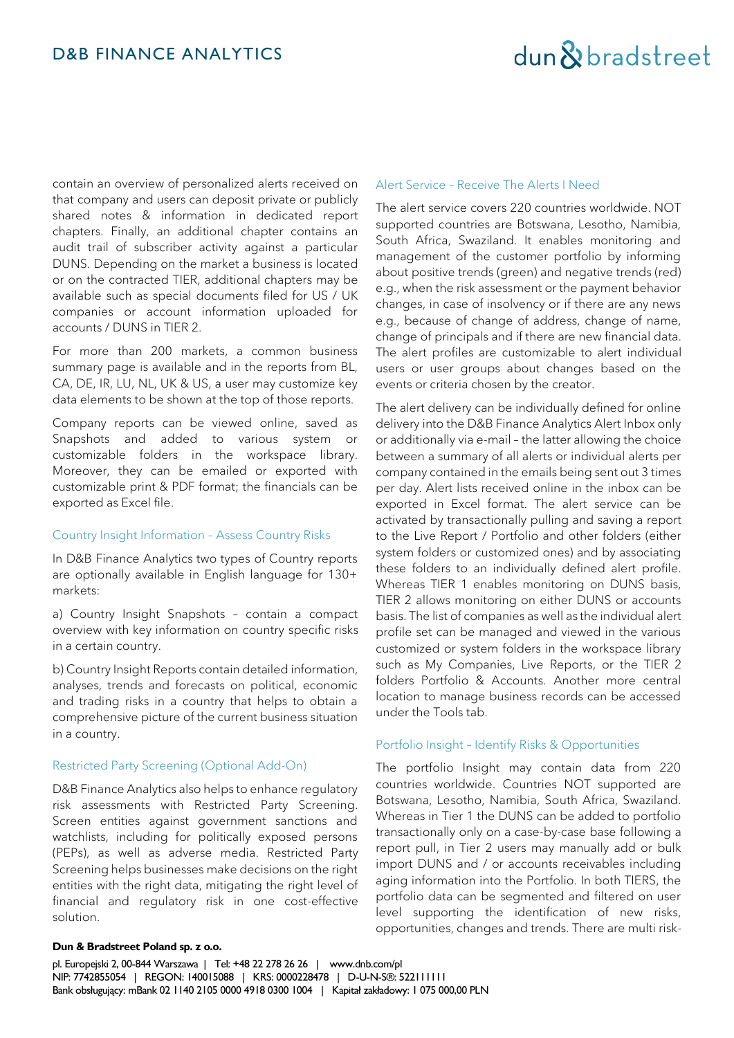contain an overview of personalized alerts received on that company and users can deposit private or publicly shared notes & information in dedicated report chapters. Finally, an additional chapter contains an audit trail of subscriber activity against a particular DUNS. Depending on the market a business is located or on the contracted TIER, additional chapters may be available such as special documents filed for US / UK companies or account information uploaded for accounts / DUNS in TIER 2.

For more than 200 markets, a common business summary page is available and in the reports from BL, CA, DE, IR, LU, NL, UK & US, a user may customize key data elements to be shown at the top of those reports.

Company reports can be viewed online, saved as Snapshots and added to various system or customizable folders in the workspace library. Moreover, they can be emailed or exported with customizable print & PDF format; the financials can be exported as Excel file.

## Country Insight Information – Assess Country Risks

In D&B Finance Analytics two types of Country reports are optionally available in English language for 130+ markets:

a) Country Insight Snapshots – contain a compact overview with key information on country specific risks in a certain country.

b) Country Insight Reports contain detailed information, analyses, trends and forecasts on political, economic and trading risks in a country that helps to obtain a comprehensive picture of the current business situation in a country.

## Restricted Party Screening (Optional Add-On)

D&B Finance Analytics also helps to enhance regulatory risk assessments with Restricted Party Screening. Screen entities against government sanctions and watchlists, including for politically exposed persons (PEPs), as well as adverse media. Restricted Party Screening helps businesses make decisions on the right entities with the right data, mitigating the right level of financial and regulatory risk in one cost-effective solution.

## Alert Service – Receive The Alerts I Need

The alert service covers 220 countries worldwide. NOT supported countries are Botswana, Lesotho, Namibia, South Africa, Swaziland. It enables monitoring and management of the customer portfolio by informing about positive trends (green) and negative trends (red) e.g., when the risk assessment or the payment behavior changes, in case of insolvency or if there are any news e.g., because of change of address, change of name, change of principals and if there are new financial data. The alert profiles are customizable to alert individual users or user groups about changes based on the events or criteria chosen by the creator.

The alert delivery can be individually defined for online delivery into the D&B Finance Analytics Alert Inbox only or additionally via e-mail – the latter allowing the choice between a summary of all alerts or individual alerts per company contained in the emails being sent out 3 times per day. Alert lists received online in the inbox can be exported in Excel format. The alert service can be activated by transactionally pulling and saving a report to the Live Report / Portfolio and other folders (either system folders or customized ones) and by associating these folders to an individually defined alert profile. Whereas TIER 1 enables monitoring on DUNS basis, TIER 2 allows monitoring on either DUNS or accounts basis. The list of companies as well as the individual alert profile set can be managed and viewed in the various customized or system folders in the workspace library such as My Companies, Live Reports, or the TIER 2 folders Portfolio & Accounts. Another more central location to manage business records can be accessed under the Tools tab.

## Portfolio Insight – Identify Risks & Opportunities

The portfolio Insight may contain data from 220 countries worldwide. Countries NOT supported are Botswana, Lesotho, Namibia, South Africa, Swaziland. Whereas in Tier 1 the DUNS can be added to portfolio transactionally only on a case-by-case base following a report pull, in Tier 2 users may manually add or bulk import DUNS and / or accounts receivables including aging information into the Portfolio. In both TIERS, the portfolio data can be segmented and filtered on user level supporting the identification of new risks, opportunities, changes and trends. There are multi risk-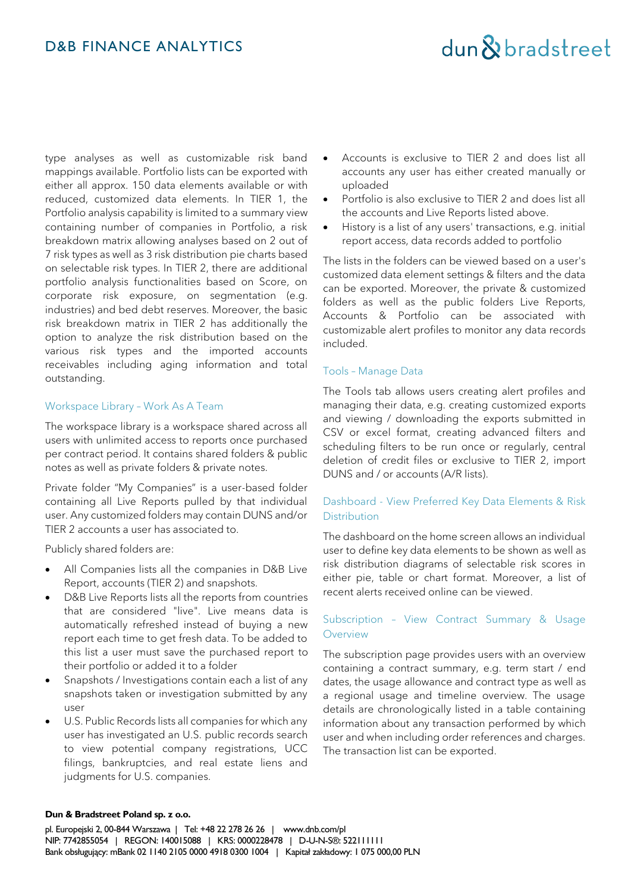type analyses as well as customizable risk band mappings available. Portfolio lists can be exported with either all approx. 150 data elements available or with reduced, customized data elements. In TIER 1, the Portfolio analysis capability is limited to a summary view containing number of companies in Portfolio, a risk breakdown matrix allowing analyses based on 2 out of 7 risk types as well as 3 risk distribution pie charts based on selectable risk types. In TIER 2, there are additional portfolio analysis functionalities based on Score, on corporate risk exposure, on segmentation (e.g. industries) and bed debt reserves. Moreover, the basic risk breakdown matrix in TIER 2 has additionally the option to analyze the risk distribution based on the various risk types and the imported accounts receivables including aging information and total outstanding.

### Workspace Library – Work As A Team

The workspace library is a workspace shared across all users with unlimited access to reports once purchased per contract period. It contains shared folders & public notes as well as private folders & private notes.

Private folder "My Companies" is a user-based folder containing all Live Reports pulled by that individual user. Any customized folders may contain DUNS and/or TIER 2 accounts a user has associated to.

Publicly shared folders are:

- All Companies lists all the companies in D&B Live Report, accounts (TIER 2) and snapshots.
- D&B Live Reports lists all the reports from countries that are considered "live". Live means data is automatically refreshed instead of buying a new report each time to get fresh data. To be added to this list a user must save the purchased report to their portfolio or added it to a folder
- Snapshots / Investigations contain each a list of any snapshots taken or investigation submitted by any user
- U.S. Public Records lists all companies for which any user has investigated an U.S. public records search to view potential company registrations, UCC filings, bankruptcies, and real estate liens and judgments for U.S. companies.
- Accounts is exclusive to TIER 2 and does list all accounts any user has either created manually or uploaded
- Portfolio is also exclusive to TIER 2 and does list all the accounts and Live Reports listed above.
- History is a list of any users' transactions, e.g. initial report access, data records added to portfolio

The lists in the folders can be viewed based on a user's customized data element settings & filters and the data can be exported. Moreover, the private & customized folders as well as the public folders Live Reports, Accounts & Portfolio can be associated with customizable alert profiles to monitor any data records included.

### Tools – Manage Data

The Tools tab allows users creating alert profiles and managing their data, e.g. creating customized exports and viewing / downloading the exports submitted in CSV or excel format, creating advanced filters and scheduling filters to be run once or regularly, central deletion of credit files or exclusive to TIER 2, import DUNS and / or accounts (A/R lists).

### Dashboard - View Preferred Key Data Elements & Risk Distribution

The dashboard on the home screen allows an individual user to define key data elements to be shown as well as risk distribution diagrams of selectable risk scores in either pie, table or chart format. Moreover, a list of recent alerts received online can be viewed.

### Subscription – View Contract Summary & Usage Overview

The subscription page provides users with an overview containing a contract summary, e.g. term start / end dates, the usage allowance and contract type as well as a regional usage and timeline overview. The usage details are chronologically listed in a table containing information about any transaction performed by which user and when including order references and charges. The transaction list can be exported.

**Dun & Bradstreet Poland sp. z o.o.**

pl. Europejski 2, 00-844 Warszawa | Tel: +48 22 278 26 26 | www.dnb.com/pl
NIP: 7742855054 | REGON: 140015088 | KRS: 0000228478 | D-U-N-S®: 522111111
Bank obsługujący: mBank 02 1140 2105 0000 4918 0300 1004 | Kapitał zakładowy: 1 075 000,00 PLN